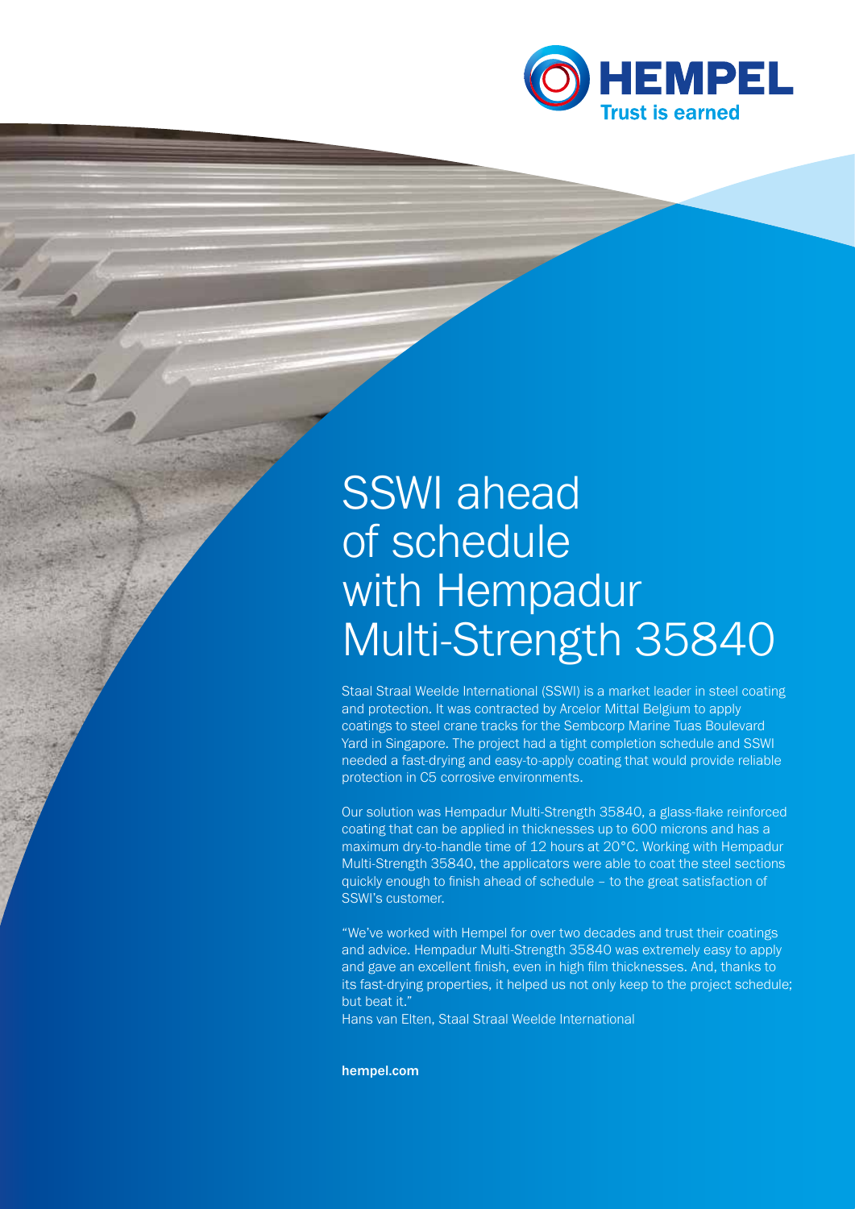HEMPEL
Trust is earned

# SSWI ahead of schedule with Hempadur Multi-Strength 35840

Staal Straal Weelde International (SSWI) is a market leader in steel coating and protection. It was contracted by Arcelor Mittal Belgium to apply coatings to steel crane tracks for the Sembcorp Marine Tuas Boulevard Yard in Singapore. The project had a tight completion schedule and SSWI needed a fast-drying and easy-to-apply coating that would provide reliable protection in C5 corrosive environments.

Our solution was Hempadur Multi-Strength 35840, a glass-flake reinforced coating that can be applied in thicknesses up to 600 microns and has a maximum dry-to-handle time of 12 hours at 20°C. Working with Hempadur Multi-Strength 35840, the applicators were able to coat the steel sections quickly enough to finish ahead of schedule – to the great satisfaction of SSWI's customer.

"We've worked with Hempel for over two decades and trust their coatings and advice. Hempadur Multi-Strength 35840 was extremely easy to apply and gave an excellent finish, even in high film thicknesses. And, thanks to its fast-drying properties, it helped us not only keep to the project schedule; but beat it."
Hans van Elten, Staal Straal Weelde International

**hempel.com**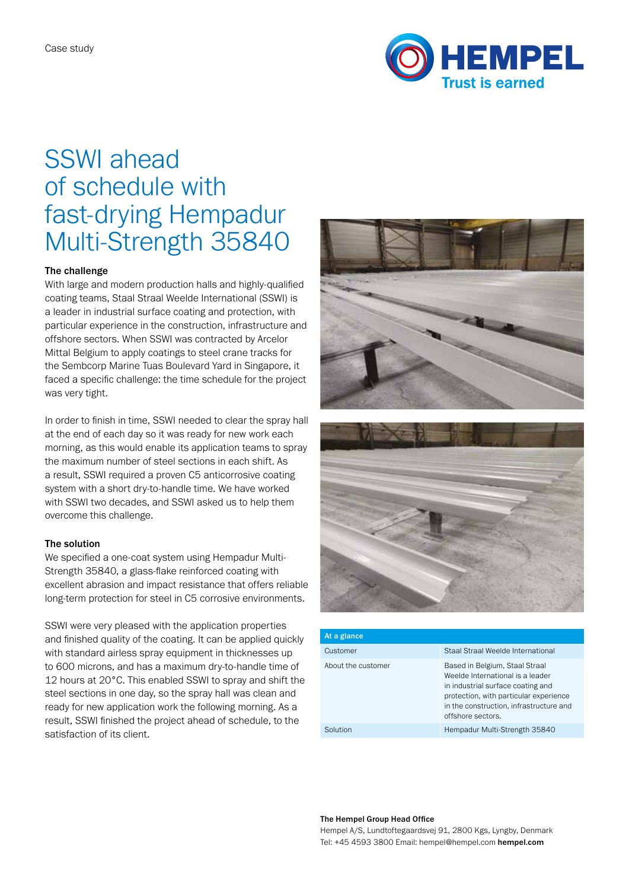Case study

# SSWI ahead of schedule with fast-drying Hempadur Multi-Strength 35840

### The challenge

With large and modern production halls and highly-qualified coating teams, Staal Straal Weelde International (SSWI) is a leader in industrial surface coating and protection, with particular experience in the construction, infrastructure and offshore sectors. When SSWI was contracted by Arcelor Mittal Belgium to apply coatings to steel crane tracks for the Sembcorp Marine Tuas Boulevard Yard in Singapore, it faced a specific challenge: the time schedule for the project was very tight.

In order to finish in time, SSWI needed to clear the spray hall at the end of each day so it was ready for new work each morning, as this would enable its application teams to spray the maximum number of steel sections in each shift. As a result, SSWI required a proven C5 anticorrosive coating system with a short dry-to-handle time. We have worked with SSWI two decades, and SSWI asked us to help them overcome this challenge.

### The solution

We specified a one-coat system using Hempadur Multi-Strength 35840, a glass-flake reinforced coating with excellent abrasion and impact resistance that offers reliable long-term protection for steel in C5 corrosive environments.

SSWI were very pleased with the application properties and finished quality of the coating. It can be applied quickly with standard airless spray equipment in thicknesses up to 600 microns, and has a maximum dry-to-handle time of 12 hours at 20°C. This enabled SSWI to spray and shift the steel sections in one day, so the spray hall was clean and ready for new application work the following morning. As a result, SSWI finished the project ahead of schedule, to the satisfaction of its client.

| At a glance | |
|---|---|
| Customer | Staal Straal Weelde International |
| About the customer | Based in Belgium, Staal Straal Weelde International is a leader in industrial surface coating and protection, with particular experience in the construction, infrastructure and offshore sectors. |
| Solution | Hempadur Multi-Strength 35840 |

**The Hempel Group Head Office**
Hempel A/S, Lundtoftegaardsvej 91, 2800 Kgs, Lyngby, Denmark
Tel: +45 4593 3800 Email: hempel@hempel.com **hempel.com**